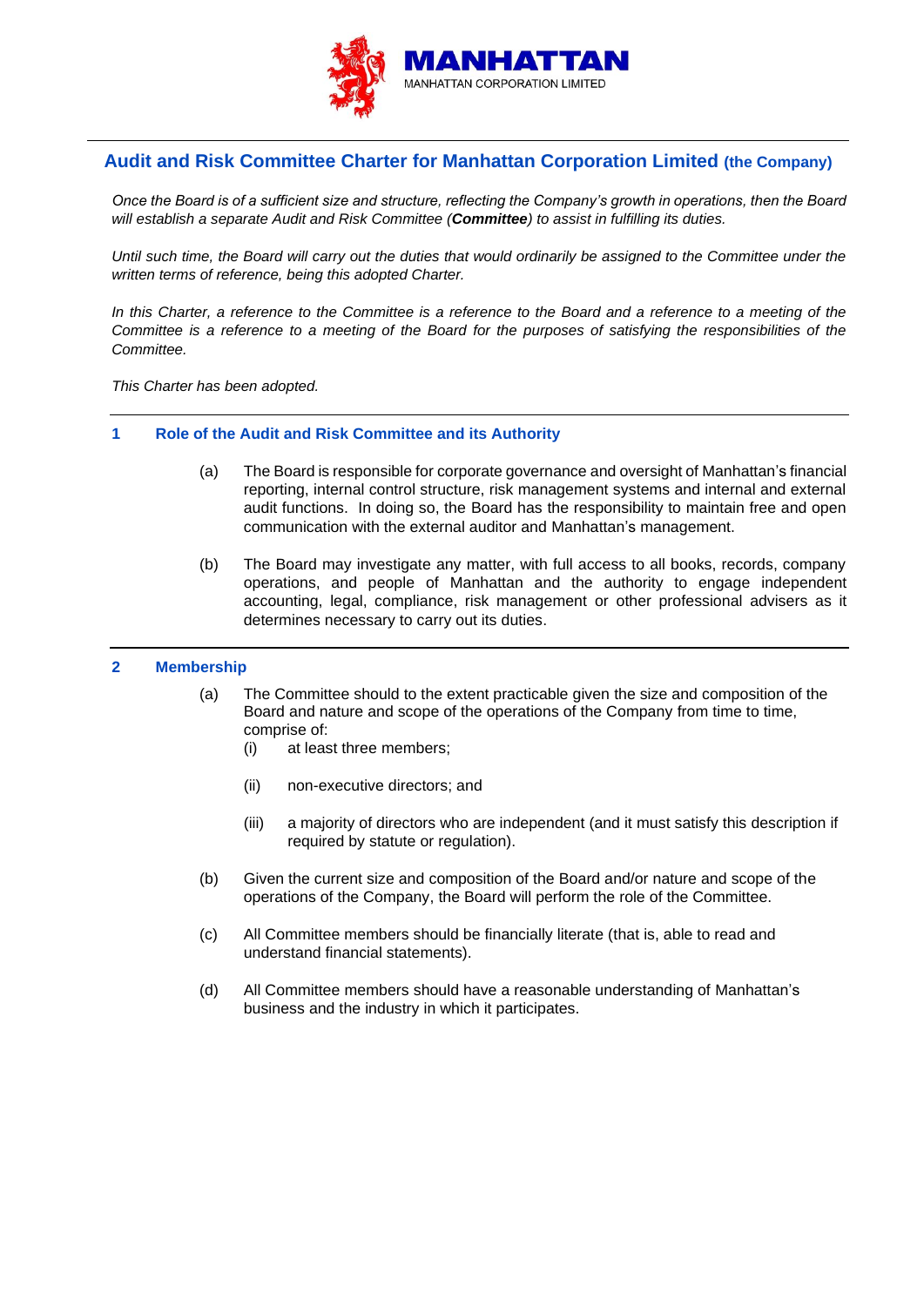MANHATTAN
MANHATTAN CORPORATION LIMITED

# Audit and Risk Committee Charter for Manhattan Corporation Limited (the Company)

*Once the Board is of a sufficient size and structure, reflecting the Company's growth in operations, then the Board will establish a separate Audit and Risk Committee (**Committee**) to assist in fulfilling its duties.*

*Until such time, the Board will carry out the duties that would ordinarily be assigned to the Committee under the written terms of reference, being this adopted Charter.*

*In this Charter, a reference to the Committee is a reference to the Board and a reference to a meeting of the Committee is a reference to a meeting of the Board for the purposes of satisfying the responsibilities of the Committee.*

*This Charter has been adopted.*

## 1 Role of the Audit and Risk Committee and its Authority

(a) The Board is responsible for corporate governance and oversight of Manhattan's financial reporting, internal control structure, risk management systems and internal and external audit functions. In doing so, the Board has the responsibility to maintain free and open communication with the external auditor and Manhattan's management.

(b) The Board may investigate any matter, with full access to all books, records, company operations, and people of Manhattan and the authority to engage independent accounting, legal, compliance, risk management or other professional advisers as it determines necessary to carry out its duties.

## 2 Membership

(a) The Committee should to the extent practicable given the size and composition of the Board and nature and scope of the operations of the Company from time to time, comprise of:

(i) at least three members;

(ii) non-executive directors; and

(iii) a majority of directors who are independent (and it must satisfy this description if required by statute or regulation).

(b) Given the current size and composition of the Board and/or nature and scope of the operations of the Company, the Board will perform the role of the Committee.

(c) All Committee members should be financially literate (that is, able to read and understand financial statements).

(d) All Committee members should have a reasonable understanding of Manhattan's business and the industry in which it participates.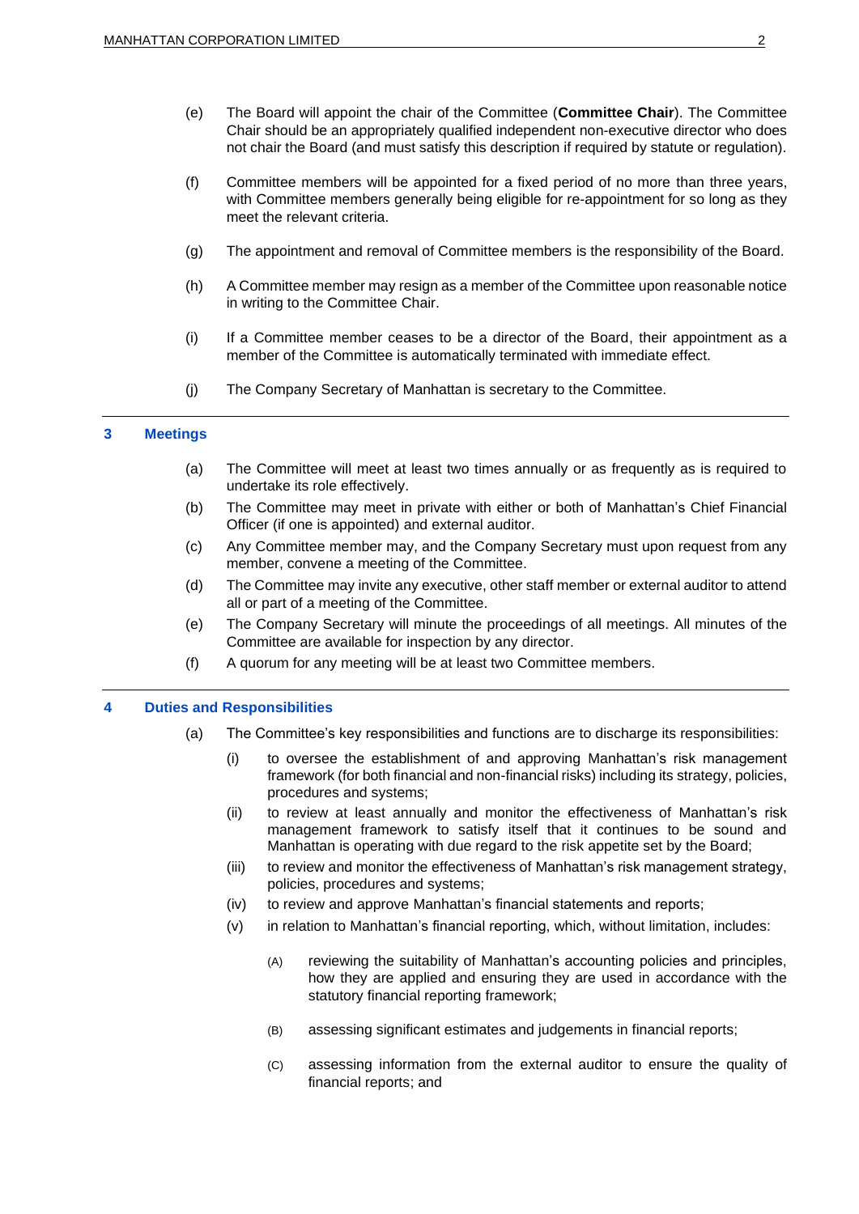(e) The Board will appoint the chair of the Committee (**Committee Chair**). The Committee Chair should be an appropriately qualified independent non-executive director who does not chair the Board (and must satisfy this description if required by statute or regulation).

(f) Committee members will be appointed for a fixed period of no more than three years, with Committee members generally being eligible for re-appointment for so long as they meet the relevant criteria.

(g) The appointment and removal of Committee members is the responsibility of the Board.

(h) A Committee member may resign as a member of the Committee upon reasonable notice in writing to the Committee Chair.

(i) If a Committee member ceases to be a director of the Board, their appointment as a member of the Committee is automatically terminated with immediate effect.

(j) The Company Secretary of Manhattan is secretary to the Committee.

## 3 Meetings

(a) The Committee will meet at least two times annually or as frequently as is required to undertake its role effectively.

(b) The Committee may meet in private with either or both of Manhattan's Chief Financial Officer (if one is appointed) and external auditor.

(c) Any Committee member may, and the Company Secretary must upon request from any member, convene a meeting of the Committee.

(d) The Committee may invite any executive, other staff member or external auditor to attend all or part of a meeting of the Committee.

(e) The Company Secretary will minute the proceedings of all meetings. All minutes of the Committee are available for inspection by any director.

(f) A quorum for any meeting will be at least two Committee members.

## 4 Duties and Responsibilities

(a) The Committee's key responsibilities and functions are to discharge its responsibilities:

(i) to oversee the establishment of and approving Manhattan's risk management framework (for both financial and non-financial risks) including its strategy, policies, procedures and systems;

(ii) to review at least annually and monitor the effectiveness of Manhattan's risk management framework to satisfy itself that it continues to be sound and Manhattan is operating with due regard to the risk appetite set by the Board;

(iii) to review and monitor the effectiveness of Manhattan's risk management strategy, policies, procedures and systems;

(iv) to review and approve Manhattan's financial statements and reports;

(v) in relation to Manhattan's financial reporting, which, without limitation, includes:

(A) reviewing the suitability of Manhattan's accounting policies and principles, how they are applied and ensuring they are used in accordance with the statutory financial reporting framework;

(B) assessing significant estimates and judgements in financial reports;

(C) assessing information from the external auditor to ensure the quality of financial reports; and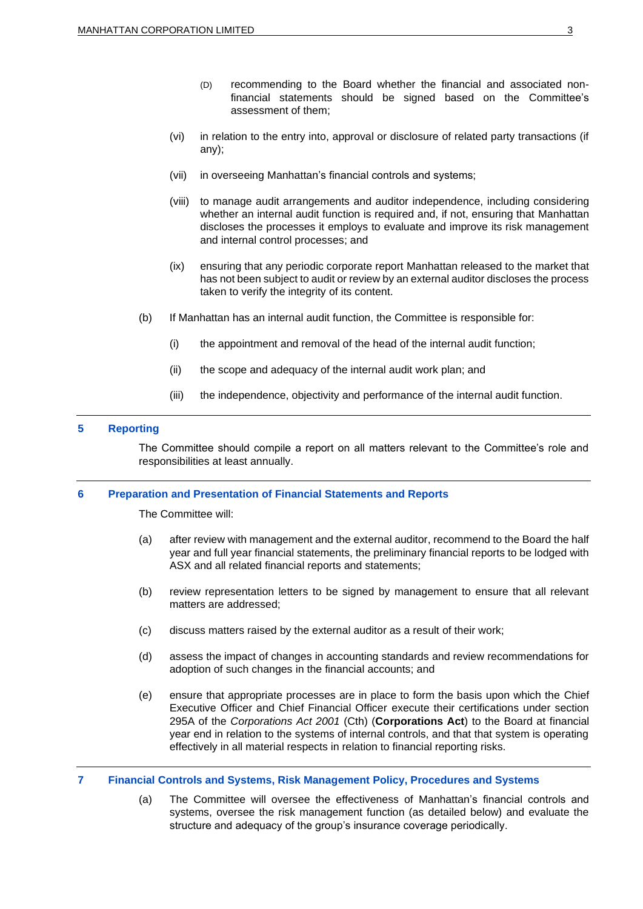(D) recommending to the Board whether the financial and associated non-financial statements should be signed based on the Committee's assessment of them;

(vi) in relation to the entry into, approval or disclosure of related party transactions (if any);

(vii) in overseeing Manhattan's financial controls and systems;

(viii) to manage audit arrangements and auditor independence, including considering whether an internal audit function is required and, if not, ensuring that Manhattan discloses the processes it employs to evaluate and improve its risk management and internal control processes; and

(ix) ensuring that any periodic corporate report Manhattan released to the market that has not been subject to audit or review by an external auditor discloses the process taken to verify the integrity of its content.

(b) If Manhattan has an internal audit function, the Committee is responsible for:

(i) the appointment and removal of the head of the internal audit function;

(ii) the scope and adequacy of the internal audit work plan; and

(iii) the independence, objectivity and performance of the internal audit function.

## 5 Reporting

The Committee should compile a report on all matters relevant to the Committee's role and responsibilities at least annually.

## 6 Preparation and Presentation of Financial Statements and Reports

The Committee will:

(a) after review with management and the external auditor, recommend to the Board the half year and full year financial statements, the preliminary financial reports to be lodged with ASX and all related financial reports and statements;

(b) review representation letters to be signed by management to ensure that all relevant matters are addressed;

(c) discuss matters raised by the external auditor as a result of their work;

(d) assess the impact of changes in accounting standards and review recommendations for adoption of such changes in the financial accounts; and

(e) ensure that appropriate processes are in place to form the basis upon which the Chief Executive Officer and Chief Financial Officer execute their certifications under section 295A of the *Corporations Act 2001* (Cth) (**Corporations Act**) to the Board at financial year end in relation to the systems of internal controls, and that that system is operating effectively in all material respects in relation to financial reporting risks.

## 7 Financial Controls and Systems, Risk Management Policy, Procedures and Systems

(a) The Committee will oversee the effectiveness of Manhattan's financial controls and systems, oversee the risk management function (as detailed below) and evaluate the structure and adequacy of the group's insurance coverage periodically.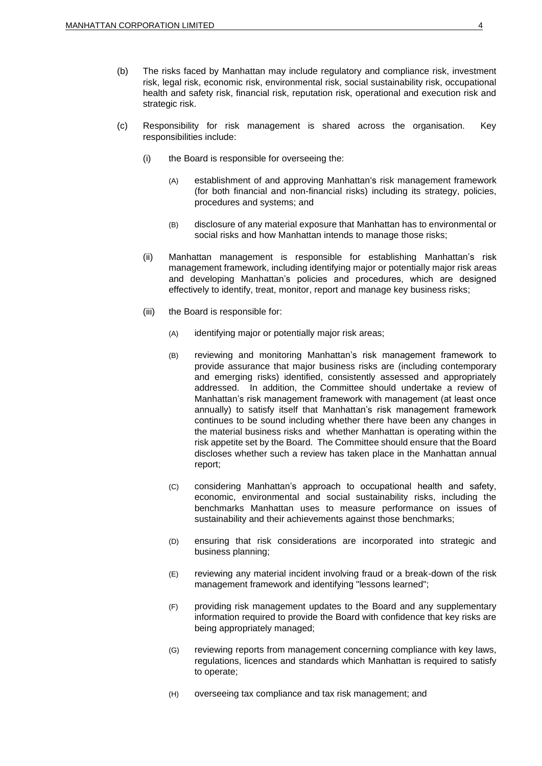(b) The risks faced by Manhattan may include regulatory and compliance risk, investment risk, legal risk, economic risk, environmental risk, social sustainability risk, occupational health and safety risk, financial risk, reputation risk, operational and execution risk and strategic risk.

(c) Responsibility for risk management is shared across the organisation. Key responsibilities include:

(i) the Board is responsible for overseeing the:

(A) establishment of and approving Manhattan's risk management framework (for both financial and non-financial risks) including its strategy, policies, procedures and systems; and

(B) disclosure of any material exposure that Manhattan has to environmental or social risks and how Manhattan intends to manage those risks;

(ii) Manhattan management is responsible for establishing Manhattan's risk management framework, including identifying major or potentially major risk areas and developing Manhattan's policies and procedures, which are designed effectively to identify, treat, monitor, report and manage key business risks;

(iii) the Board is responsible for:

(A) identifying major or potentially major risk areas;

(B) reviewing and monitoring Manhattan's risk management framework to provide assurance that major business risks are (including contemporary and emerging risks) identified, consistently assessed and appropriately addressed. In addition, the Committee should undertake a review of Manhattan's risk management framework with management (at least once annually) to satisfy itself that Manhattan's risk management framework continues to be sound including whether there have been any changes in the material business risks and whether Manhattan is operating within the risk appetite set by the Board. The Committee should ensure that the Board discloses whether such a review has taken place in the Manhattan annual report;

(C) considering Manhattan's approach to occupational health and safety, economic, environmental and social sustainability risks, including the benchmarks Manhattan uses to measure performance on issues of sustainability and their achievements against those benchmarks;

(D) ensuring that risk considerations are incorporated into strategic and business planning;

(E) reviewing any material incident involving fraud or a break-down of the risk management framework and identifying "lessons learned";

(F) providing risk management updates to the Board and any supplementary information required to provide the Board with confidence that key risks are being appropriately managed;

(G) reviewing reports from management concerning compliance with key laws, regulations, licences and standards which Manhattan is required to satisfy to operate;

(H) overseeing tax compliance and tax risk management; and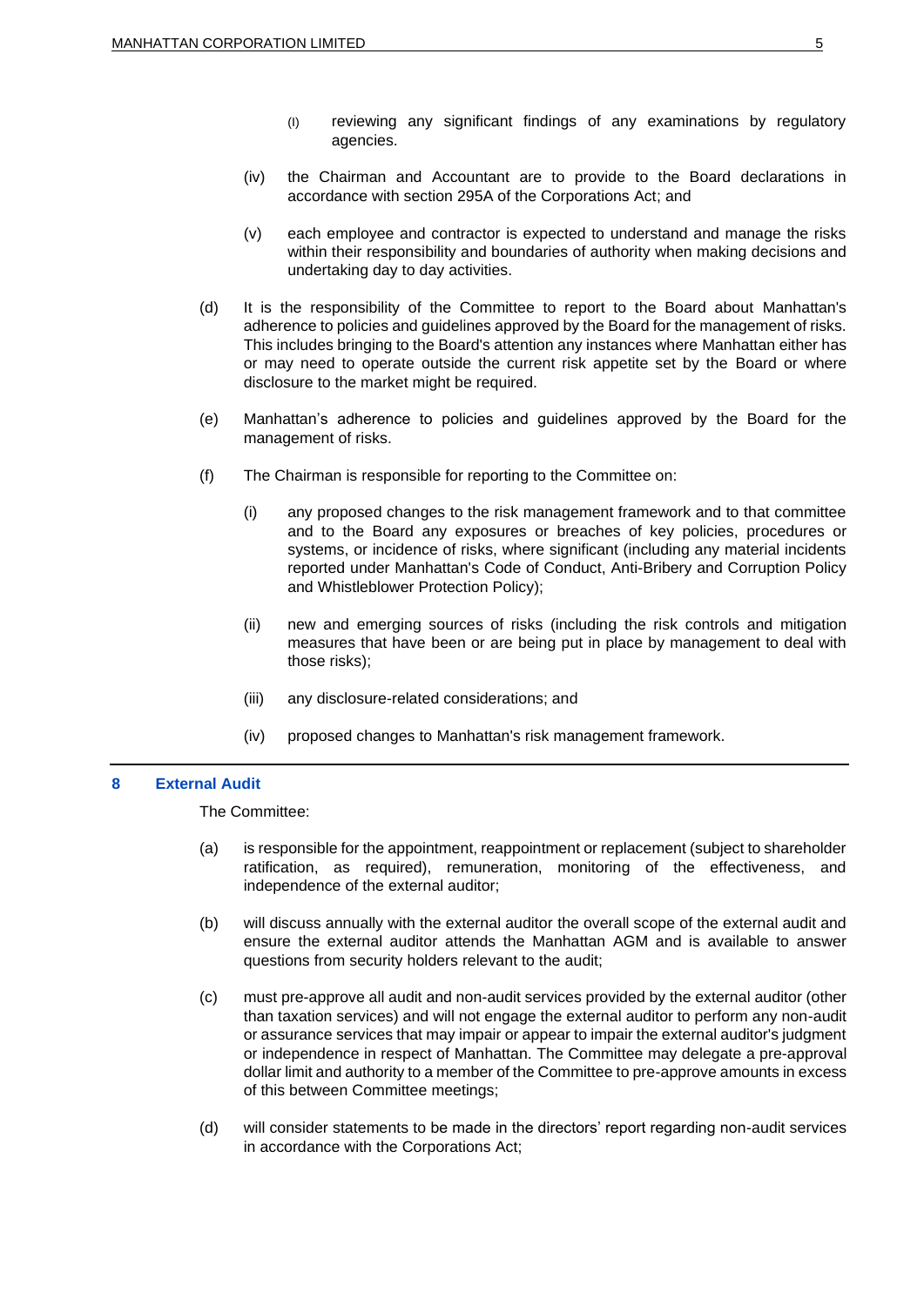(I) reviewing any significant findings of any examinations by regulatory agencies.

(iv) the Chairman and Accountant are to provide to the Board declarations in accordance with section 295A of the Corporations Act; and

(v) each employee and contractor is expected to understand and manage the risks within their responsibility and boundaries of authority when making decisions and undertaking day to day activities.

(d) It is the responsibility of the Committee to report to the Board about Manhattan's adherence to policies and guidelines approved by the Board for the management of risks. This includes bringing to the Board's attention any instances where Manhattan either has or may need to operate outside the current risk appetite set by the Board or where disclosure to the market might be required.

(e) Manhattan's adherence to policies and guidelines approved by the Board for the management of risks.

(f) The Chairman is responsible for reporting to the Committee on:

(i) any proposed changes to the risk management framework and to that committee and to the Board any exposures or breaches of key policies, procedures or systems, or incidence of risks, where significant (including any material incidents reported under Manhattan's Code of Conduct, Anti-Bribery and Corruption Policy and Whistleblower Protection Policy);

(ii) new and emerging sources of risks (including the risk controls and mitigation measures that have been or are being put in place by management to deal with those risks);

(iii) any disclosure-related considerations; and

(iv) proposed changes to Manhattan's risk management framework.

## 8 External Audit

The Committee:

(a) is responsible for the appointment, reappointment or replacement (subject to shareholder ratification, as required), remuneration, monitoring of the effectiveness, and independence of the external auditor;

(b) will discuss annually with the external auditor the overall scope of the external audit and ensure the external auditor attends the Manhattan AGM and is available to answer questions from security holders relevant to the audit;

(c) must pre-approve all audit and non-audit services provided by the external auditor (other than taxation services) and will not engage the external auditor to perform any non-audit or assurance services that may impair or appear to impair the external auditor's judgment or independence in respect of Manhattan. The Committee may delegate a pre-approval dollar limit and authority to a member of the Committee to pre-approve amounts in excess of this between Committee meetings;

(d) will consider statements to be made in the directors' report regarding non-audit services in accordance with the Corporations Act;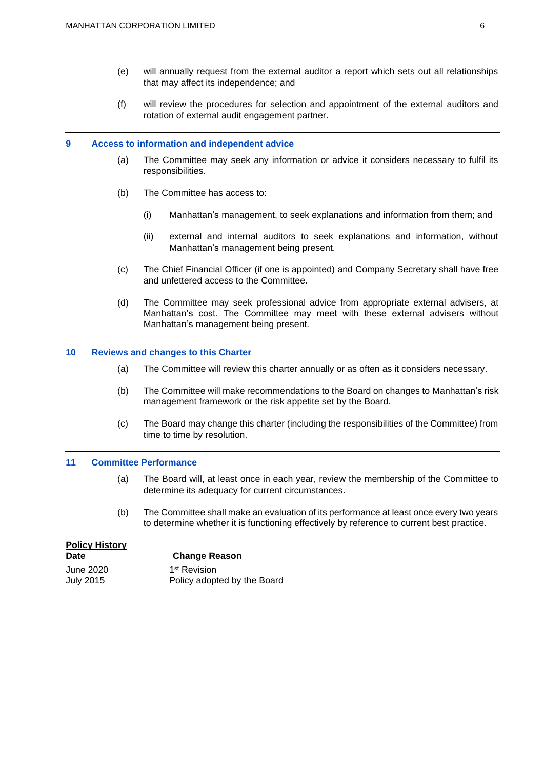(e) will annually request from the external auditor a report which sets out all relationships that may affect its independence; and

(f) will review the procedures for selection and appointment of the external auditors and rotation of external audit engagement partner.

## 9 Access to information and independent advice

(a) The Committee may seek any information or advice it considers necessary to fulfil its responsibilities.

(b) The Committee has access to:

  (i) Manhattan's management, to seek explanations and information from them; and

  (ii) external and internal auditors to seek explanations and information, without Manhattan's management being present.

(c) The Chief Financial Officer (if one is appointed) and Company Secretary shall have free and unfettered access to the Committee.

(d) The Committee may seek professional advice from appropriate external advisers, at Manhattan's cost. The Committee may meet with these external advisers without Manhattan's management being present.

## 10 Reviews and changes to this Charter

(a) The Committee will review this charter annually or as often as it considers necessary.

(b) The Committee will make recommendations to the Board on changes to Manhattan's risk management framework or the risk appetite set by the Board.

(c) The Board may change this charter (including the responsibilities of the Committee) from time to time by resolution.

## 11 Committee Performance

(a) The Board will, at least once in each year, review the membership of the Committee to determine its adequacy for current circumstances.

(b) The Committee shall make an evaluation of its performance at least once every two years to determine whether it is functioning effectively by reference to current best practice.

**Policy History**

| **Date** | **Change Reason** |
|---|---|
| June 2020 | 1st Revision |
| July 2015 | Policy adopted by the Board |